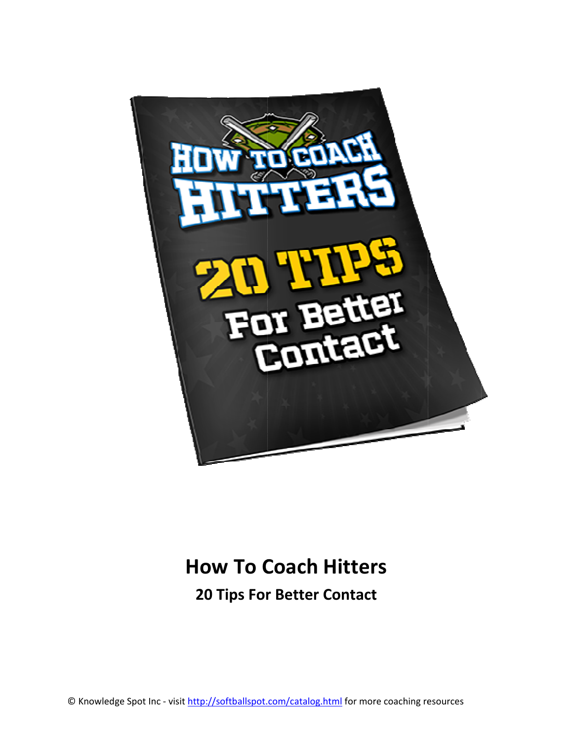# How To Coach Hitters

## 20 Tips For Better Contact

© Knowledge Spot Inc - visit http://softballspot.com/catalog.html for more coaching resources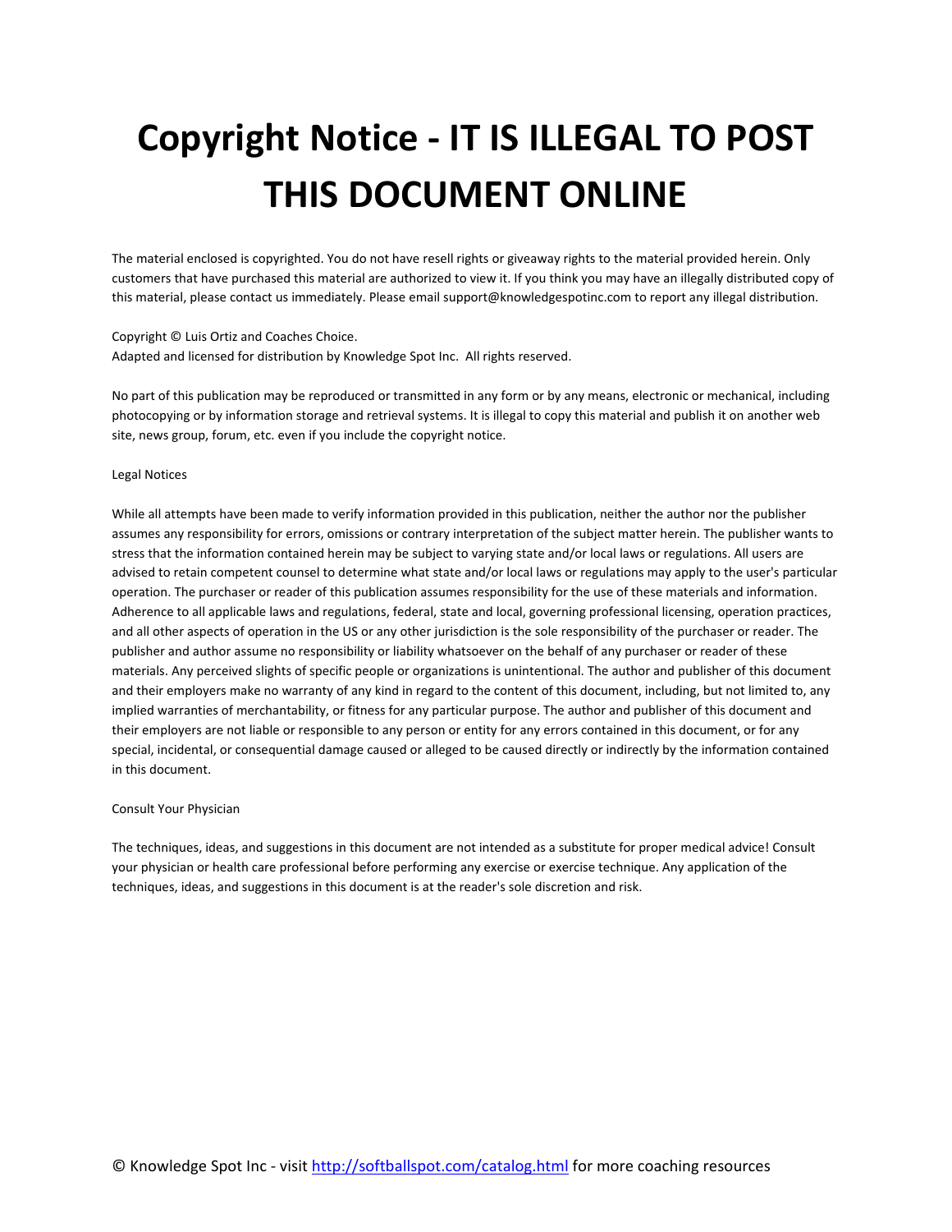# Copyright Notice - IT IS ILLEGAL TO POST THIS DOCUMENT ONLINE

The material enclosed is copyrighted. You do not have resell rights or giveaway rights to the material provided herein. Only customers that have purchased this material are authorized to view it. If you think you may have an illegally distributed copy of this material, please contact us immediately. Please email support@knowledgespotinc.com to report any illegal distribution.

Copyright © Luis Ortiz and Coaches Choice.
Adapted and licensed for distribution by Knowledge Spot Inc. All rights reserved.

No part of this publication may be reproduced or transmitted in any form or by any means, electronic or mechanical, including photocopying or by information storage and retrieval systems. It is illegal to copy this material and publish it on another web site, news group, forum, etc. even if you include the copyright notice.

Legal Notices

While all attempts have been made to verify information provided in this publication, neither the author nor the publisher assumes any responsibility for errors, omissions or contrary interpretation of the subject matter herein. The publisher wants to stress that the information contained herein may be subject to varying state and/or local laws or regulations. All users are advised to retain competent counsel to determine what state and/or local laws or regulations may apply to the user's particular operation. The purchaser or reader of this publication assumes responsibility for the use of these materials and information. Adherence to all applicable laws and regulations, federal, state and local, governing professional licensing, operation practices, and all other aspects of operation in the US or any other jurisdiction is the sole responsibility of the purchaser or reader. The publisher and author assume no responsibility or liability whatsoever on the behalf of any purchaser or reader of these materials. Any perceived slights of specific people or organizations is unintentional. The author and publisher of this document and their employers make no warranty of any kind in regard to the content of this document, including, but not limited to, any implied warranties of merchantability, or fitness for any particular purpose. The author and publisher of this document and their employers are not liable or responsible to any person or entity for any errors contained in this document, or for any special, incidental, or consequential damage caused or alleged to be caused directly or indirectly by the information contained in this document.

Consult Your Physician

The techniques, ideas, and suggestions in this document are not intended as a substitute for proper medical advice! Consult your physician or health care professional before performing any exercise or exercise technique. Any application of the techniques, ideas, and suggestions in this document is at the reader's sole discretion and risk.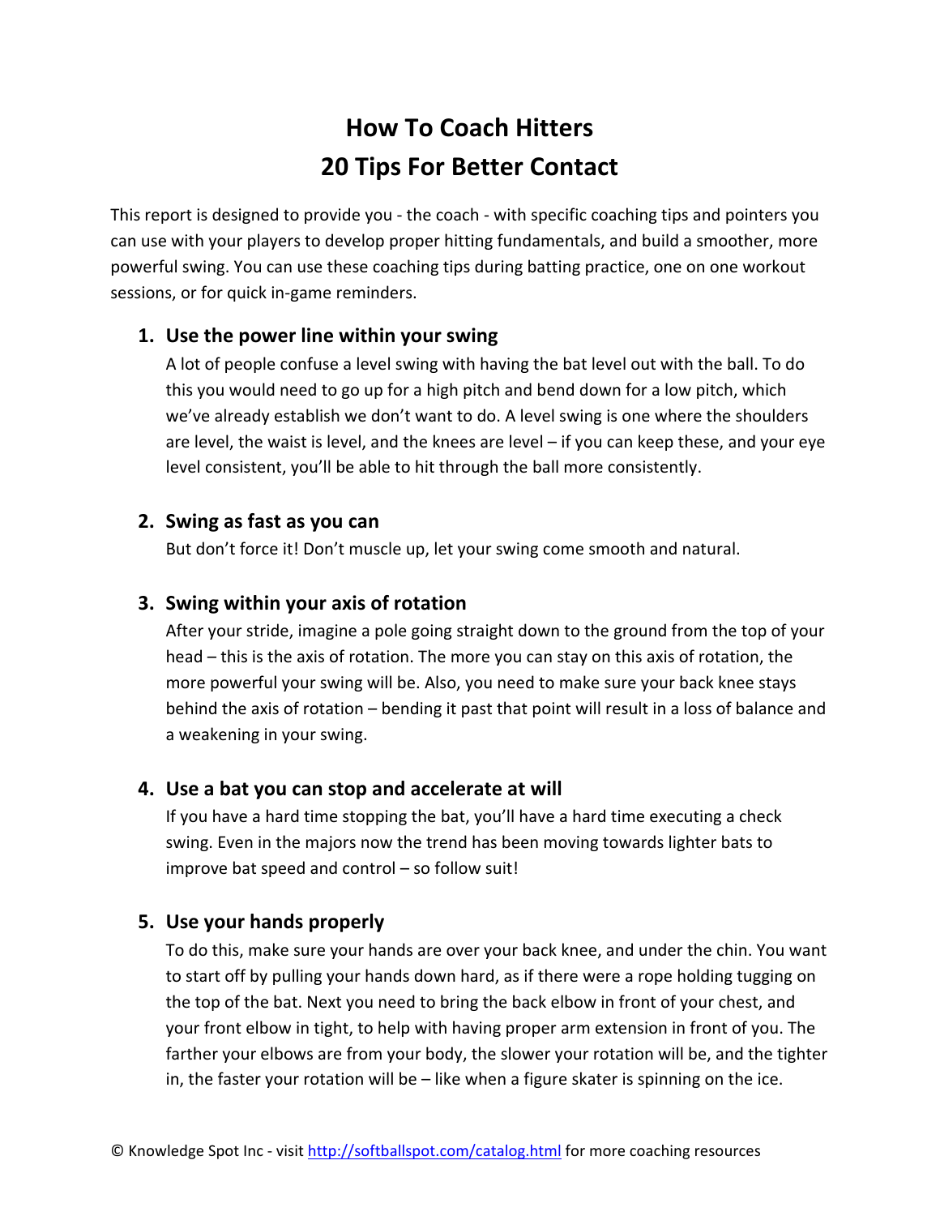# How To Coach Hitters
# 20 Tips For Better Contact

This report is designed to provide you - the coach - with specific coaching tips and pointers you can use with your players to develop proper hitting fundamentals, and build a smoother, more powerful swing. You can use these coaching tips during batting practice, one on one workout sessions, or for quick in-game reminders.

1. **Use the power line within your swing**
   A lot of people confuse a level swing with having the bat level out with the ball. To do this you would need to go up for a high pitch and bend down for a low pitch, which we've already establish we don't want to do. A level swing is one where the shoulders are level, the waist is level, and the knees are level – if you can keep these, and your eye level consistent, you'll be able to hit through the ball more consistently.

2. **Swing as fast as you can**
   But don't force it! Don't muscle up, let your swing come smooth and natural.

3. **Swing within your axis of rotation**
   After your stride, imagine a pole going straight down to the ground from the top of your head – this is the axis of rotation. The more you can stay on this axis of rotation, the more powerful your swing will be. Also, you need to make sure your back knee stays behind the axis of rotation – bending it past that point will result in a loss of balance and a weakening in your swing.

4. **Use a bat you can stop and accelerate at will**
   If you have a hard time stopping the bat, you'll have a hard time executing a check swing. Even in the majors now the trend has been moving towards lighter bats to improve bat speed and control – so follow suit!

5. **Use your hands properly**
   To do this, make sure your hands are over your back knee, and under the chin. You want to start off by pulling your hands down hard, as if there were a rope holding tugging on the top of the bat. Next you need to bring the back elbow in front of your chest, and your front elbow in tight, to help with having proper arm extension in front of you. The farther your elbows are from your body, the slower your rotation will be, and the tighter in, the faster your rotation will be – like when a figure skater is spinning on the ice.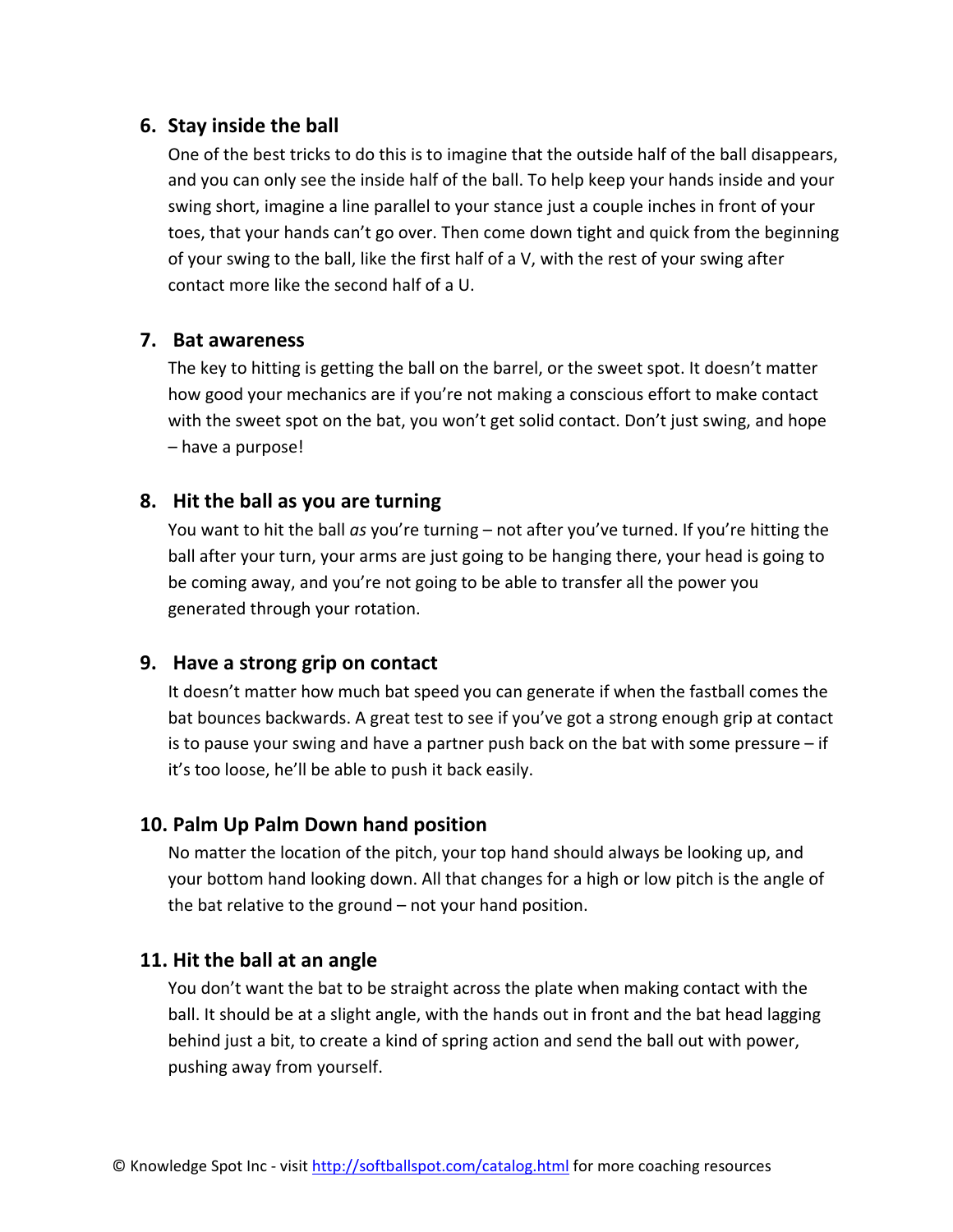### 6. Stay inside the ball

One of the best tricks to do this is to imagine that the outside half of the ball disappears, and you can only see the inside half of the ball. To help keep your hands inside and your swing short, imagine a line parallel to your stance just a couple inches in front of your toes, that your hands can't go over. Then come down tight and quick from the beginning of your swing to the ball, like the first half of a V, with the rest of your swing after contact more like the second half of a U.

### 7. Bat awareness

The key to hitting is getting the ball on the barrel, or the sweet spot. It doesn't matter how good your mechanics are if you're not making a conscious effort to make contact with the sweet spot on the bat, you won't get solid contact. Don't just swing, and hope – have a purpose!

### 8. Hit the ball as you are turning

You want to hit the ball *as* you're turning – not after you've turned. If you're hitting the ball after your turn, your arms are just going to be hanging there, your head is going to be coming away, and you're not going to be able to transfer all the power you generated through your rotation.

### 9. Have a strong grip on contact

It doesn't matter how much bat speed you can generate if when the fastball comes the bat bounces backwards. A great test to see if you've got a strong enough grip at contact is to pause your swing and have a partner push back on the bat with some pressure – if it's too loose, he'll be able to push it back easily.

### 10. Palm Up Palm Down hand position

No matter the location of the pitch, your top hand should always be looking up, and your bottom hand looking down. All that changes for a high or low pitch is the angle of the bat relative to the ground – not your hand position.

### 11. Hit the ball at an angle

You don't want the bat to be straight across the plate when making contact with the ball. It should be at a slight angle, with the hands out in front and the bat head lagging behind just a bit, to create a kind of spring action and send the ball out with power, pushing away from yourself.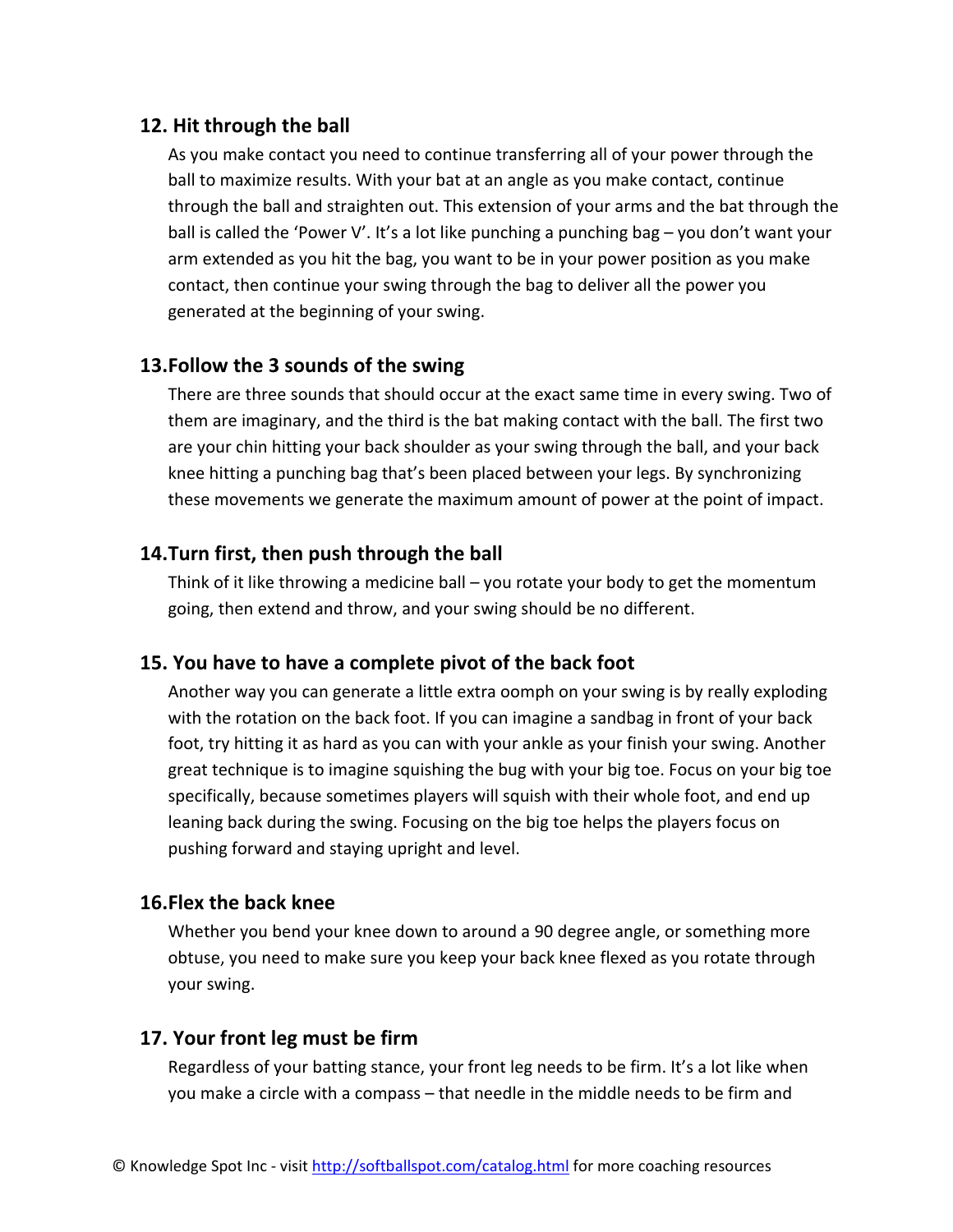### 12. Hit through the ball

As you make contact you need to continue transferring all of your power through the ball to maximize results. With your bat at an angle as you make contact, continue through the ball and straighten out. This extension of your arms and the bat through the ball is called the 'Power V'. It's a lot like punching a punching bag – you don't want your arm extended as you hit the bag, you want to be in your power position as you make contact, then continue your swing through the bag to deliver all the power you generated at the beginning of your swing.

### 13.Follow the 3 sounds of the swing

There are three sounds that should occur at the exact same time in every swing. Two of them are imaginary, and the third is the bat making contact with the ball. The first two are your chin hitting your back shoulder as your swing through the ball, and your back knee hitting a punching bag that's been placed between your legs. By synchronizing these movements we generate the maximum amount of power at the point of impact.

### 14.Turn first, then push through the ball

Think of it like throwing a medicine ball – you rotate your body to get the momentum going, then extend and throw, and your swing should be no different.

### 15. You have to have a complete pivot of the back foot

Another way you can generate a little extra oomph on your swing is by really exploding with the rotation on the back foot. If you can imagine a sandbag in front of your back foot, try hitting it as hard as you can with your ankle as your finish your swing. Another great technique is to imagine squishing the bug with your big toe. Focus on your big toe specifically, because sometimes players will squish with their whole foot, and end up leaning back during the swing. Focusing on the big toe helps the players focus on pushing forward and staying upright and level.

### 16.Flex the back knee

Whether you bend your knee down to around a 90 degree angle, or something more obtuse, you need to make sure you keep your back knee flexed as you rotate through your swing.

### 17. Your front leg must be firm

Regardless of your batting stance, your front leg needs to be firm. It's a lot like when you make a circle with a compass – that needle in the middle needs to be firm and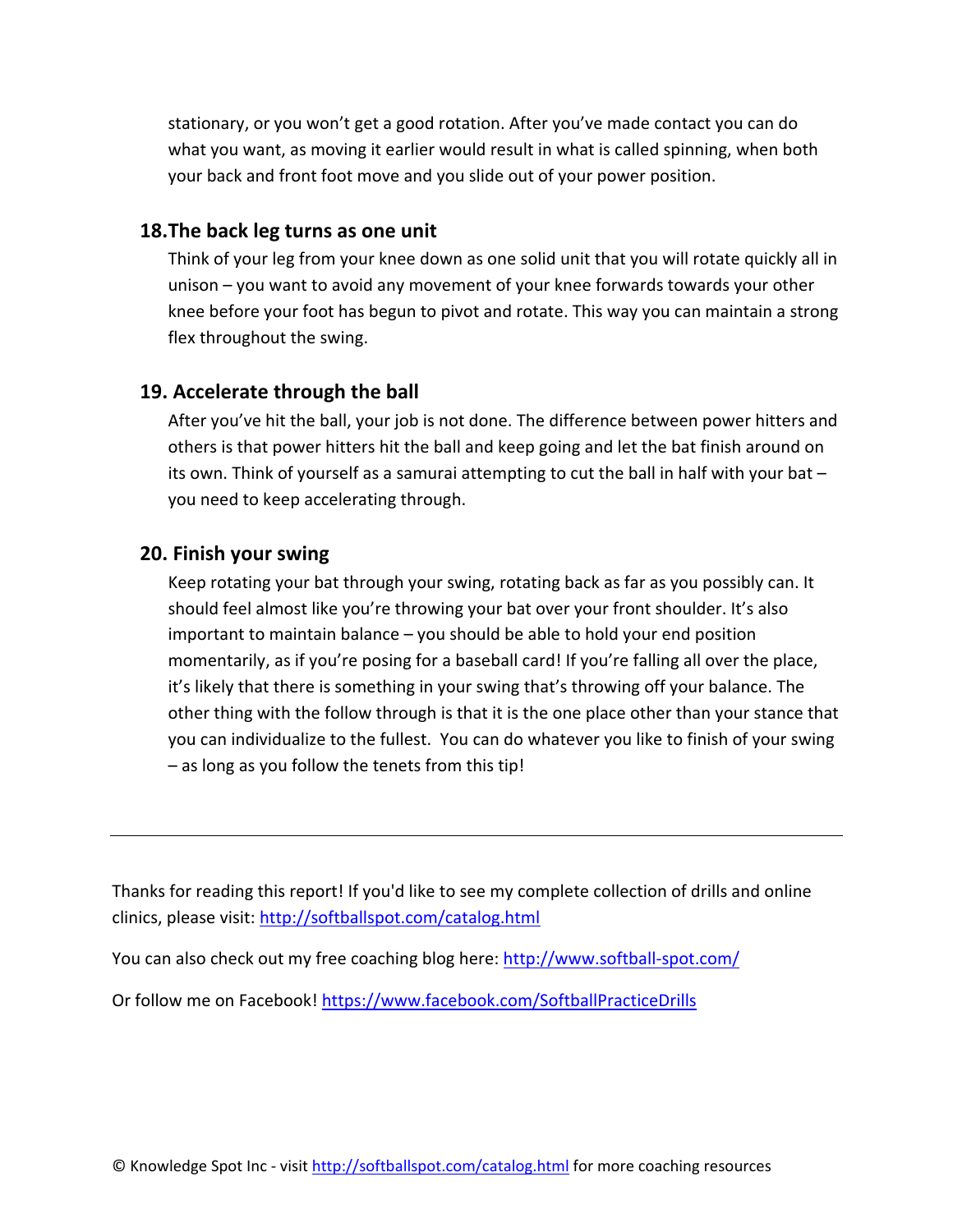stationary, or you won't get a good rotation. After you've made contact you can do what you want, as moving it earlier would result in what is called spinning, when both your back and front foot move and you slide out of your power position.

### 18. The back leg turns as one unit

Think of your leg from your knee down as one solid unit that you will rotate quickly all in unison – you want to avoid any movement of your knee forwards towards your other knee before your foot has begun to pivot and rotate. This way you can maintain a strong flex throughout the swing.

### 19. Accelerate through the ball

After you've hit the ball, your job is not done. The difference between power hitters and others is that power hitters hit the ball and keep going and let the bat finish around on its own. Think of yourself as a samurai attempting to cut the ball in half with your bat – you need to keep accelerating through.

### 20. Finish your swing

Keep rotating your bat through your swing, rotating back as far as you possibly can. It should feel almost like you're throwing your bat over your front shoulder. It's also important to maintain balance – you should be able to hold your end position momentarily, as if you're posing for a baseball card! If you're falling all over the place, it's likely that there is something in your swing that's throwing off your balance. The other thing with the follow through is that it is the one place other than your stance that you can individualize to the fullest. You can do whatever you like to finish of your swing – as long as you follow the tenets from this tip!

---

Thanks for reading this report! If you'd like to see my complete collection of drills and online clinics, please visit: [http://softballspot.com/catalog.html](http://softballspot.com/catalog.html)

You can also check out my free coaching blog here: [http://www.softball-spot.com/](http://www.softball-spot.com/)

Or follow me on Facebook! [https://www.facebook.com/SoftballPracticeDrills](https://www.facebook.com/SoftballPracticeDrills)